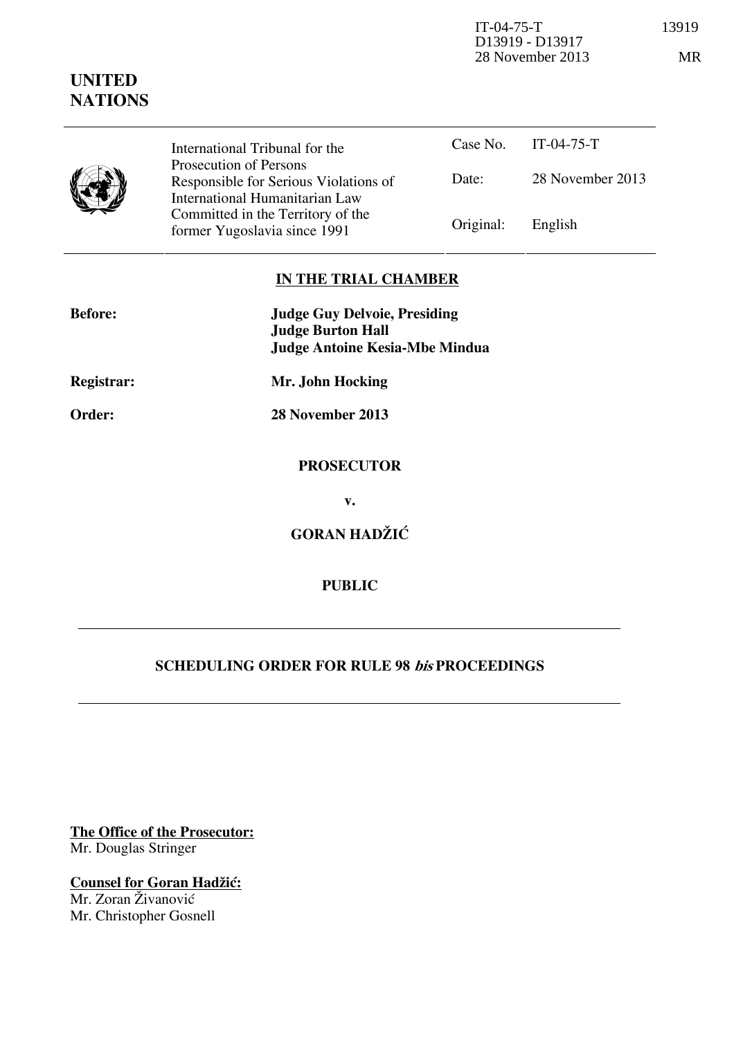IT-04-75-T 13919
D13919 - D13917
28 November 2013 MR

**UNITED NATIONS**

| International Tribunal for the Prosecution of Persons Responsible for Serious Violations of International Humanitarian Law Committed in the Territory of the former Yugoslavia since 1991 | Case No. | IT-04-75-T |
| --- | --- | --- |
| | Date: | 28 November 2013 |
| | Original: | English |

## IN THE TRIAL CHAMBER

**Before:** **Judge Guy Delvoie, Presiding**
**Judge Burton Hall**
**Judge Antoine Kesia-Mbe Mindua**

**Registrar:** **Mr. John Hocking**

**Order:** **28 November 2013**

**PROSECUTOR**

**v.**

**GORAN HADŽIĆ**

**PUBLIC**

## SCHEDULING ORDER FOR RULE 98 *bis* PROCEEDINGS

**The Office of the Prosecutor:**
Mr. Douglas Stringer

**Counsel for Goran Hadžić:**
Mr. Zoran Živanović
Mr. Christopher Gosnell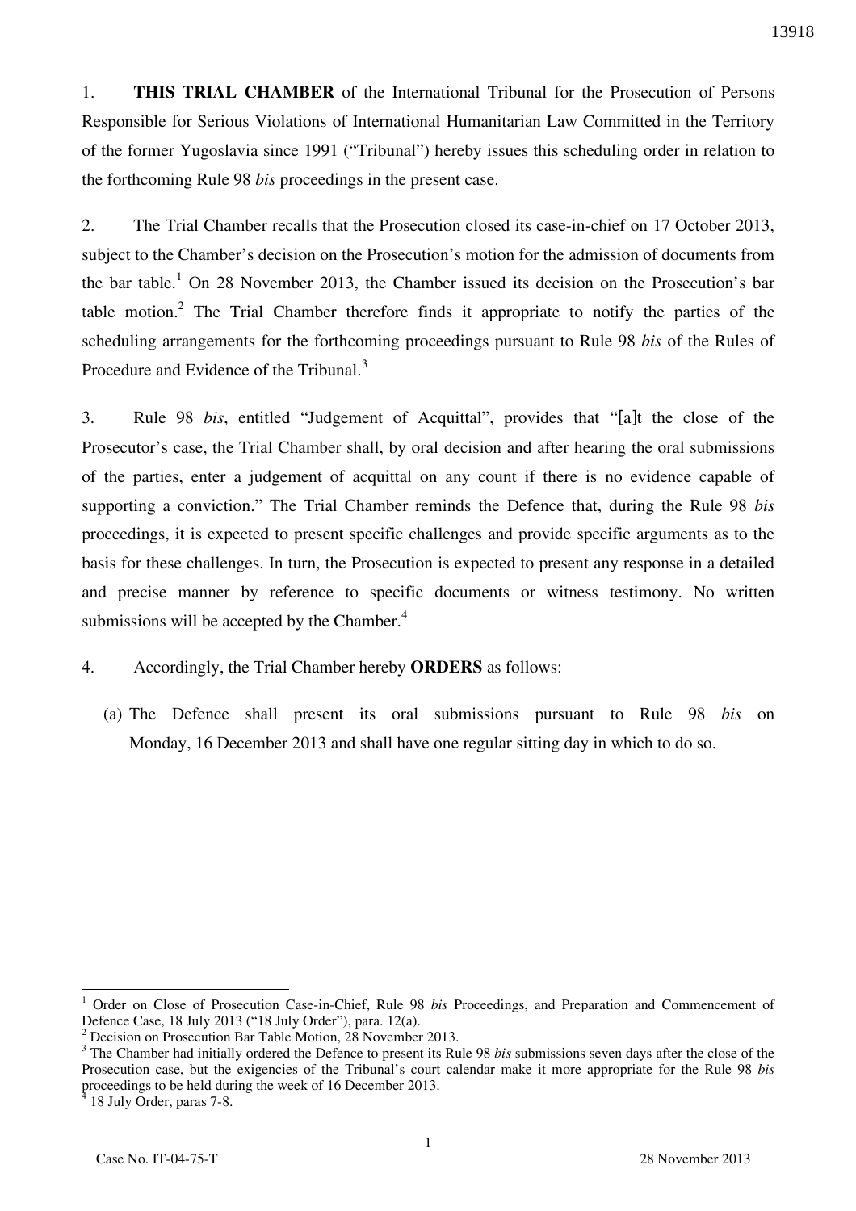1. **THIS TRIAL CHAMBER** of the International Tribunal for the Prosecution of Persons Responsible for Serious Violations of International Humanitarian Law Committed in the Territory of the former Yugoslavia since 1991 ("Tribunal") hereby issues this scheduling order in relation to the forthcoming Rule 98 *bis* proceedings in the present case.

2. The Trial Chamber recalls that the Prosecution closed its case-in-chief on 17 October 2013, subject to the Chamber's decision on the Prosecution's motion for the admission of documents from the bar table.[1] On 28 November 2013, the Chamber issued its decision on the Prosecution's bar table motion.[2] The Trial Chamber therefore finds it appropriate to notify the parties of the scheduling arrangements for the forthcoming proceedings pursuant to Rule 98 *bis* of the Rules of Procedure and Evidence of the Tribunal.[3]

3. Rule 98 *bis*, entitled "Judgement of Acquittal", provides that "[a]t the close of the Prosecutor's case, the Trial Chamber shall, by oral decision and after hearing the oral submissions of the parties, enter a judgement of acquittal on any count if there is no evidence capable of supporting a conviction." The Trial Chamber reminds the Defence that, during the Rule 98 *bis* proceedings, it is expected to present specific challenges and provide specific arguments as to the basis for these challenges. In turn, the Prosecution is expected to present any response in a detailed and precise manner by reference to specific documents or witness testimony. No written submissions will be accepted by the Chamber.[4]

4. Accordingly, the Trial Chamber hereby **ORDERS** as follows:

   (a) The Defence shall present its oral submissions pursuant to Rule 98 *bis* on Monday, 16 December 2013 and shall have one regular sitting day in which to do so.

---

[1] Order on Close of Prosecution Case-in-Chief, Rule 98 *bis* Proceedings, and Preparation and Commencement of Defence Case, 18 July 2013 ("18 July Order"), para. 12(a).

[2] Decision on Prosecution Bar Table Motion, 28 November 2013.

[3] The Chamber had initially ordered the Defence to present its Rule 98 *bis* submissions seven days after the close of the Prosecution case, but the exigencies of the Tribunal's court calendar make it more appropriate for the Rule 98 *bis* proceedings to be held during the week of 16 December 2013.

[4] 18 July Order, paras 7-8.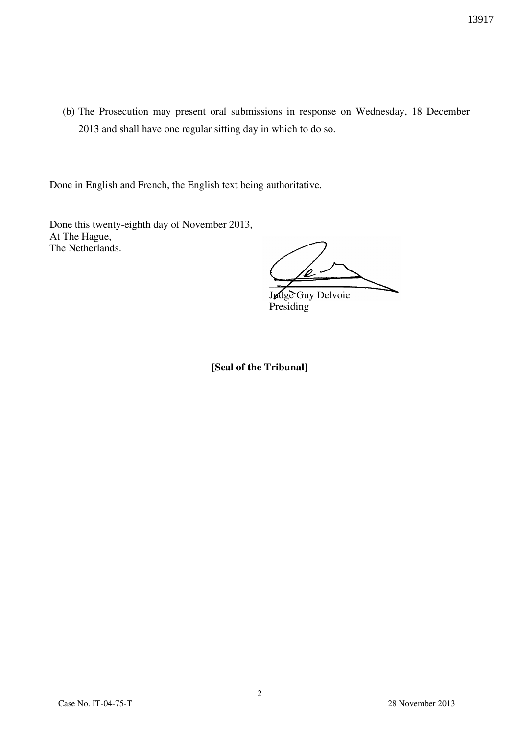(b) The Prosecution may present oral submissions in response on Wednesday, 18 December 2013 and shall have one regular sitting day in which to do so.

Done in English and French, the English text being authoritative.

Done this twenty-eighth day of November 2013,
At The Hague,
The Netherlands.

Judge Guy Delvoie
Presiding

**[Seal of the Tribunal]**